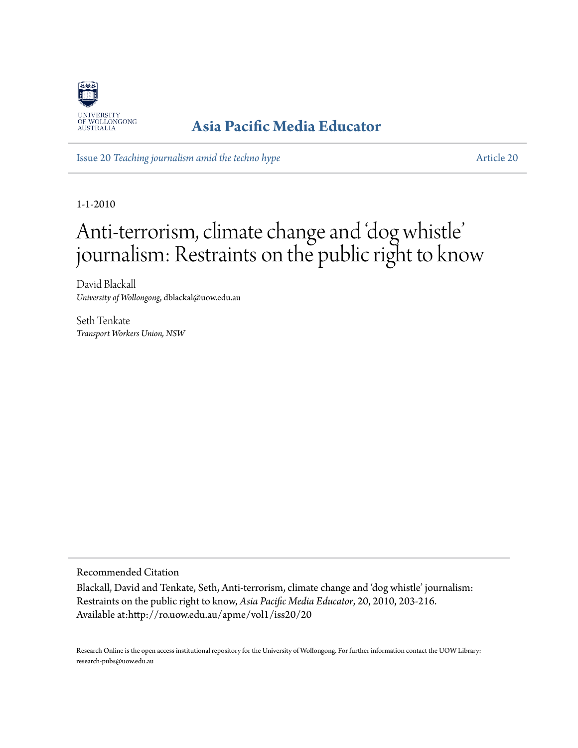UNIVERSITY OF WOLLONGONG AUSTRALIA

**Asia Pacific Media Educator**

Issue 20 *Teaching journalism amid the techno hype* — Article 20

1-1-2010

# Anti-terrorism, climate change and 'dog whistle' journalism: Restraints on the public right to know

David Blackall
*University of Wollongong*, dblackal@uow.edu.au

Seth Tenkate
*Transport Workers Union, NSW*

---

Recommended Citation

Blackall, David and Tenkate, Seth, Anti-terrorism, climate change and 'dog whistle' journalism: Restraints on the public right to know, *Asia Pacific Media Educator*, 20, 2010, 203-216.
Available at:http://ro.uow.edu.au/apme/vol1/iss20/20

Research Online is the open access institutional repository for the University of Wollongong. For further information contact the UOW Library: research-pubs@uow.edu.au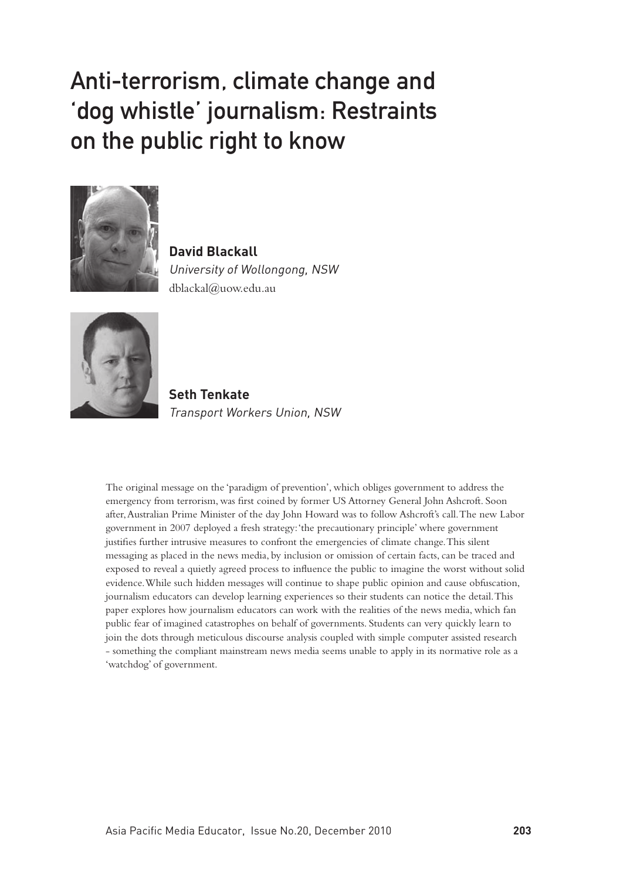# Anti-terrorism, climate change and 'dog whistle' journalism: Restraints on the public right to know

**David Blackall**
*University of Wollongong, NSW*
dblackal@uow.edu.au

**Seth Tenkate**
*Transport Workers Union, NSW*

The original message on the 'paradigm of prevention', which obliges government to address the emergency from terrorism, was first coined by former US Attorney General John Ashcroft. Soon after, Australian Prime Minister of the day John Howard was to follow Ashcroft's call. The new Labor government in 2007 deployed a fresh strategy: 'the precautionary principle' where government justifies further intrusive measures to confront the emergencies of climate change. This silent messaging as placed in the news media, by inclusion or omission of certain facts, can be traced and exposed to reveal a quietly agreed process to influence the public to imagine the worst without solid evidence. While such hidden messages will continue to shape public opinion and cause obfuscation, journalism educators can develop learning experiences so their students can notice the detail. This paper explores how journalism educators can work with the realities of the news media, which fan public fear of imagined catastrophes on behalf of governments. Students can very quickly learn to join the dots through meticulous discourse analysis coupled with simple computer assisted research - something the compliant mainstream news media seems unable to apply in its normative role as a 'watchdog' of government.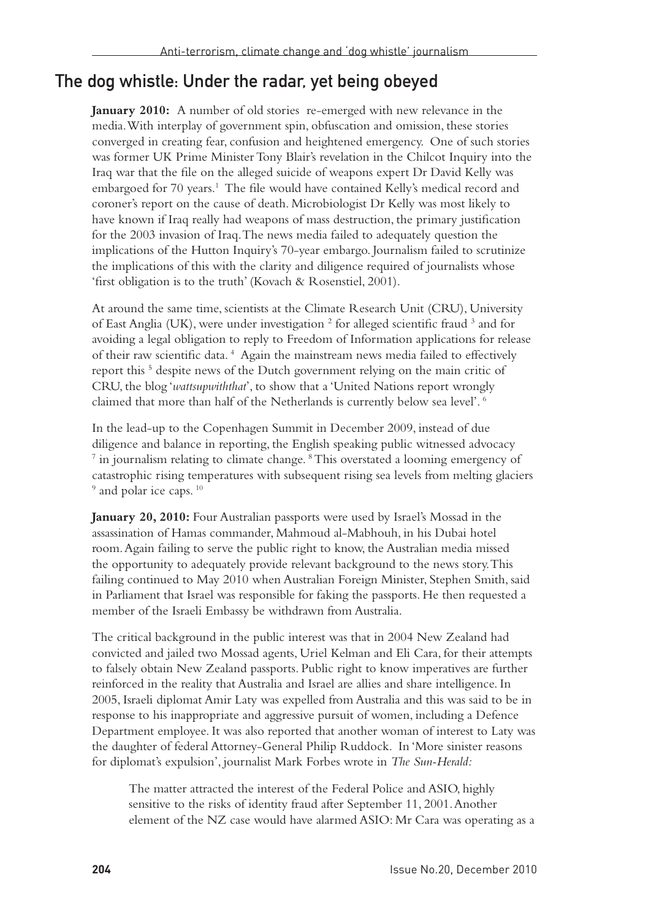## The dog whistle: Under the radar, yet being obeyed

**January 2010:** A number of old stories re-emerged with new relevance in the media. With interplay of government spin, obfuscation and omission, these stories converged in creating fear, confusion and heightened emergency. One of such stories was former UK Prime Minister Tony Blair's revelation in the Chilcot Inquiry into the Iraq war that the file on the alleged suicide of weapons expert Dr David Kelly was embargoed for 70 years.[1] The file would have contained Kelly's medical record and coroner's report on the cause of death. Microbiologist Dr Kelly was most likely to have known if Iraq really had weapons of mass destruction, the primary justification for the 2003 invasion of Iraq. The news media failed to adequately question the implications of the Hutton Inquiry's 70-year embargo. Journalism failed to scrutinize the implications of this with the clarity and diligence required of journalists whose 'first obligation is to the truth' (Kovach & Rosenstiel, 2001).

At around the same time, scientists at the Climate Research Unit (CRU), University of East Anglia (UK), were under investigation [2] for alleged scientific fraud [3] and for avoiding a legal obligation to reply to Freedom of Information applications for release of their raw scientific data. [4] Again the mainstream news media failed to effectively report this [5] despite news of the Dutch government relying on the main critic of CRU, the blog '*wattsupwiththat*', to show that a 'United Nations report wrongly claimed that more than half of the Netherlands is currently below sea level'. [6]

In the lead-up to the Copenhagen Summit in December 2009, instead of due diligence and balance in reporting, the English speaking public witnessed advocacy [7] in journalism relating to climate change. [8] This overstated a looming emergency of catastrophic rising temperatures with subsequent rising sea levels from melting glaciers [9] and polar ice caps. [10]

**January 20, 2010:** Four Australian passports were used by Israel's Mossad in the assassination of Hamas commander, Mahmoud al-Mabhouh, in his Dubai hotel room. Again failing to serve the public right to know, the Australian media missed the opportunity to adequately provide relevant background to the news story. This failing continued to May 2010 when Australian Foreign Minister, Stephen Smith, said in Parliament that Israel was responsible for faking the passports. He then requested a member of the Israeli Embassy be withdrawn from Australia.

The critical background in the public interest was that in 2004 New Zealand had convicted and jailed two Mossad agents, Uriel Kelman and Eli Cara, for their attempts to falsely obtain New Zealand passports. Public right to know imperatives are further reinforced in the reality that Australia and Israel are allies and share intelligence. In 2005, Israeli diplomat Amir Laty was expelled from Australia and this was said to be in response to his inappropriate and aggressive pursuit of women, including a Defence Department employee. It was also reported that another woman of interest to Laty was the daughter of federal Attorney-General Philip Ruddock. In 'More sinister reasons for diplomat's expulsion', journalist Mark Forbes wrote in *The Sun-Herald:*

> The matter attracted the interest of the Federal Police and ASIO, highly sensitive to the risks of identity fraud after September 11, 2001. Another element of the NZ case would have alarmed ASIO: Mr Cara was operating as a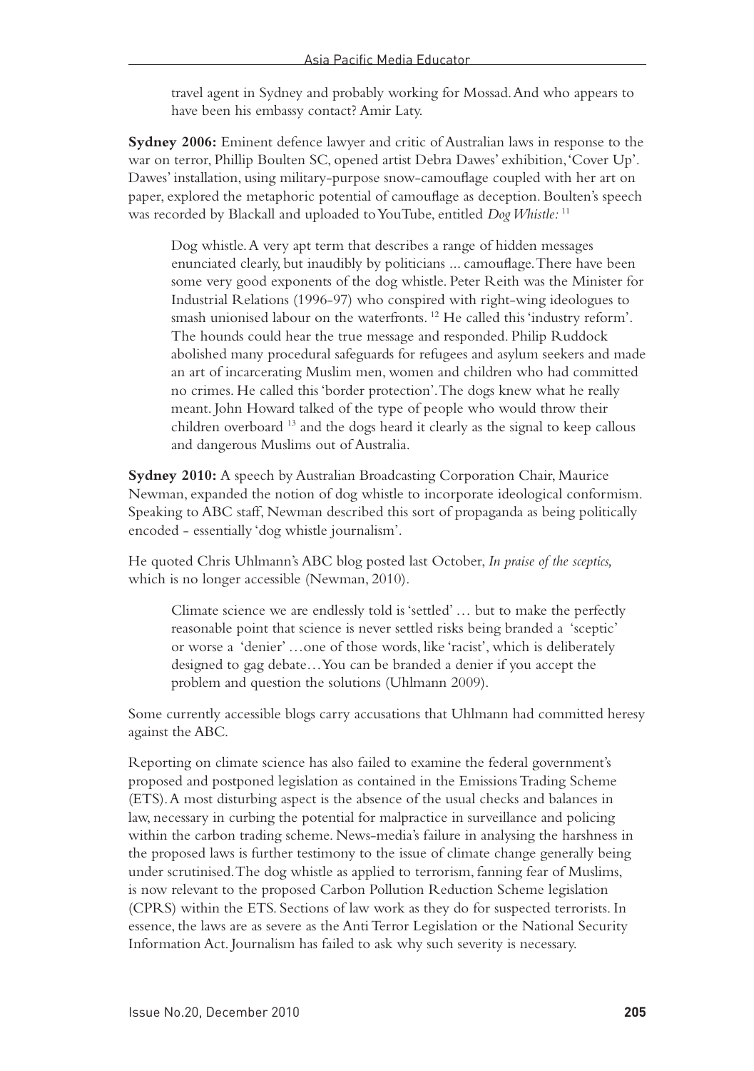travel agent in Sydney and probably working for Mossad. And who appears to have been his embassy contact? Amir Laty.

**Sydney 2006:** Eminent defence lawyer and critic of Australian laws in response to the war on terror, Phillip Boulten SC, opened artist Debra Dawes' exhibition, 'Cover Up'. Dawes' installation, using military-purpose snow-camouflage coupled with her art on paper, explored the metaphoric potential of camouflage as deception. Boulten's speech was recorded by Blackall and uploaded to YouTube, entitled *Dog Whistle:* [11]

> Dog whistle. A very apt term that describes a range of hidden messages enunciated clearly, but inaudibly by politicians ... camouflage. There have been some very good exponents of the dog whistle. Peter Reith was the Minister for Industrial Relations (1996-97) who conspired with right-wing ideologues to smash unionised labour on the waterfronts. [12] He called this 'industry reform'. The hounds could hear the true message and responded. Philip Ruddock abolished many procedural safeguards for refugees and asylum seekers and made an art of incarcerating Muslim men, women and children who had committed no crimes. He called this 'border protection'. The dogs knew what he really meant. John Howard talked of the type of people who would throw their children overboard [13] and the dogs heard it clearly as the signal to keep callous and dangerous Muslims out of Australia.

**Sydney 2010:** A speech by Australian Broadcasting Corporation Chair, Maurice Newman, expanded the notion of dog whistle to incorporate ideological conformism. Speaking to ABC staff, Newman described this sort of propaganda as being politically encoded - essentially 'dog whistle journalism'.

He quoted Chris Uhlmann's ABC blog posted last October, *In praise of the sceptics,* which is no longer accessible (Newman, 2010).

> Climate science we are endlessly told is 'settled' … but to make the perfectly reasonable point that science is never settled risks being branded a 'sceptic' or worse a 'denier' …one of those words, like 'racist', which is deliberately designed to gag debate…You can be branded a denier if you accept the problem and question the solutions (Uhlmann 2009).

Some currently accessible blogs carry accusations that Uhlmann had committed heresy against the ABC.

Reporting on climate science has also failed to examine the federal government's proposed and postponed legislation as contained in the Emissions Trading Scheme (ETS). A most disturbing aspect is the absence of the usual checks and balances in law, necessary in curbing the potential for malpractice in surveillance and policing within the carbon trading scheme. News-media's failure in analysing the harshness in the proposed laws is further testimony to the issue of climate change generally being under scrutinised. The dog whistle as applied to terrorism, fanning fear of Muslims, is now relevant to the proposed Carbon Pollution Reduction Scheme legislation (CPRS) within the ETS. Sections of law work as they do for suspected terrorists. In essence, the laws are as severe as the Anti Terror Legislation or the National Security Information Act. Journalism has failed to ask why such severity is necessary.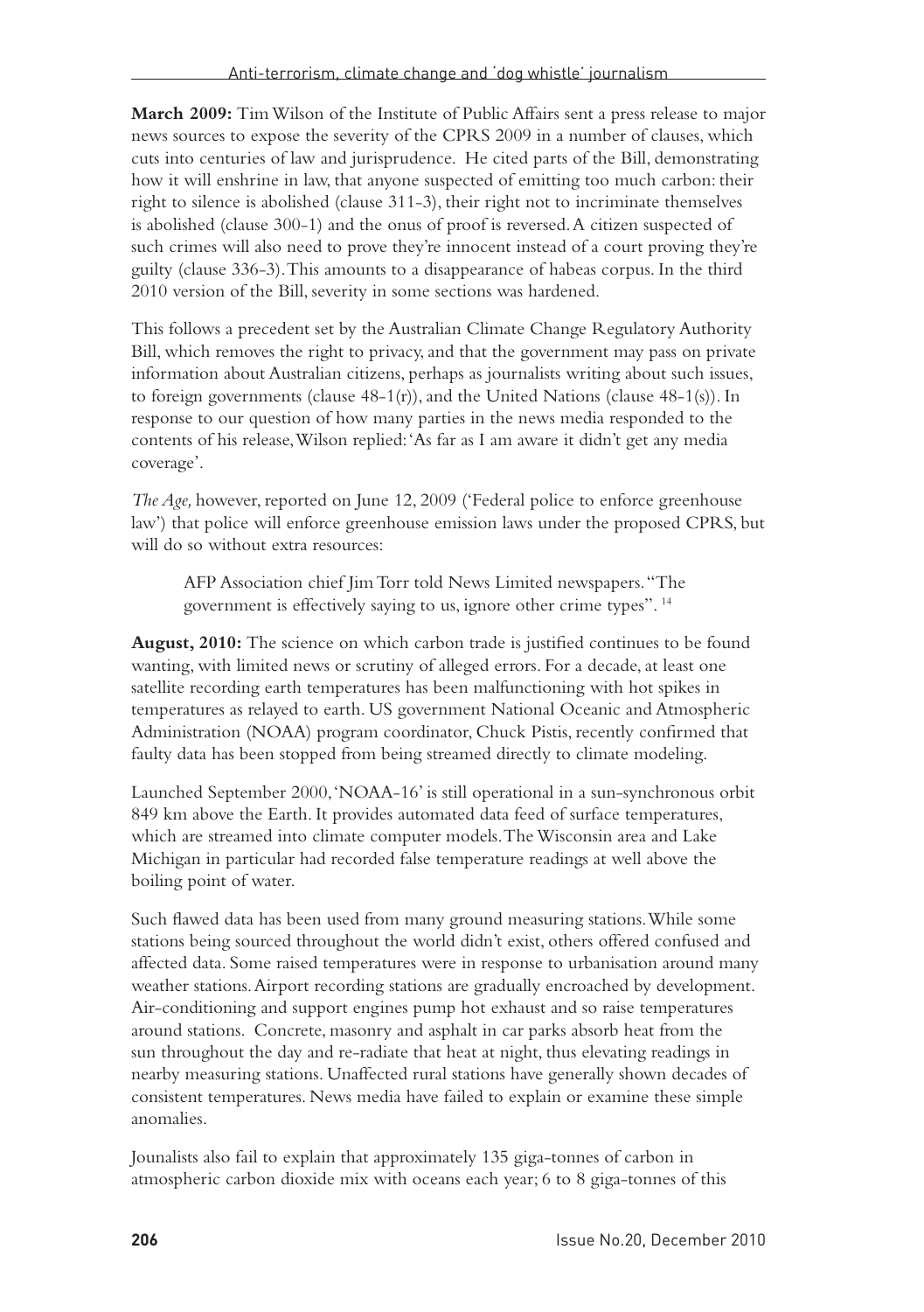**March 2009:** Tim Wilson of the Institute of Public Affairs sent a press release to major news sources to expose the severity of the CPRS 2009 in a number of clauses, which cuts into centuries of law and jurisprudence. He cited parts of the Bill, demonstrating how it will enshrine in law, that anyone suspected of emitting too much carbon: their right to silence is abolished (clause 311-3), their right not to incriminate themselves is abolished (clause 300-1) and the onus of proof is reversed. A citizen suspected of such crimes will also need to prove they're innocent instead of a court proving they're guilty (clause 336-3). This amounts to a disappearance of habeas corpus. In the third 2010 version of the Bill, severity in some sections was hardened.

This follows a precedent set by the Australian Climate Change Regulatory Authority Bill, which removes the right to privacy, and that the government may pass on private information about Australian citizens, perhaps as journalists writing about such issues, to foreign governments (clause 48-1(r)), and the United Nations (clause 48-1(s)). In response to our question of how many parties in the news media responded to the contents of his release, Wilson replied: 'As far as I am aware it didn't get any media coverage'.

*The Age,* however, reported on June 12, 2009 ('Federal police to enforce greenhouse law') that police will enforce greenhouse emission laws under the proposed CPRS, but will do so without extra resources:

> AFP Association chief Jim Torr told News Limited newspapers. "The government is effectively saying to us, ignore other crime types". [14]

**August, 2010:** The science on which carbon trade is justified continues to be found wanting, with limited news or scrutiny of alleged errors. For a decade, at least one satellite recording earth temperatures has been malfunctioning with hot spikes in temperatures as relayed to earth. US government National Oceanic and Atmospheric Administration (NOAA) program coordinator, Chuck Pistis, recently confirmed that faulty data has been stopped from being streamed directly to climate modeling.

Launched September 2000, 'NOAA-16' is still operational in a sun-synchronous orbit 849 km above the Earth. It provides automated data feed of surface temperatures, which are streamed into climate computer models. The Wisconsin area and Lake Michigan in particular had recorded false temperature readings at well above the boiling point of water.

Such flawed data has been used from many ground measuring stations. While some stations being sourced throughout the world didn't exist, others offered confused and affected data. Some raised temperatures were in response to urbanisation around many weather stations. Airport recording stations are gradually encroached by development. Air-conditioning and support engines pump hot exhaust and so raise temperatures around stations. Concrete, masonry and asphalt in car parks absorb heat from the sun throughout the day and re-radiate that heat at night, thus elevating readings in nearby measuring stations. Unaffected rural stations have generally shown decades of consistent temperatures. News media have failed to explain or examine these simple anomalies.

Jounalists also fail to explain that approximately 135 giga-tonnes of carbon in atmospheric carbon dioxide mix with oceans each year; 6 to 8 giga-tonnes of this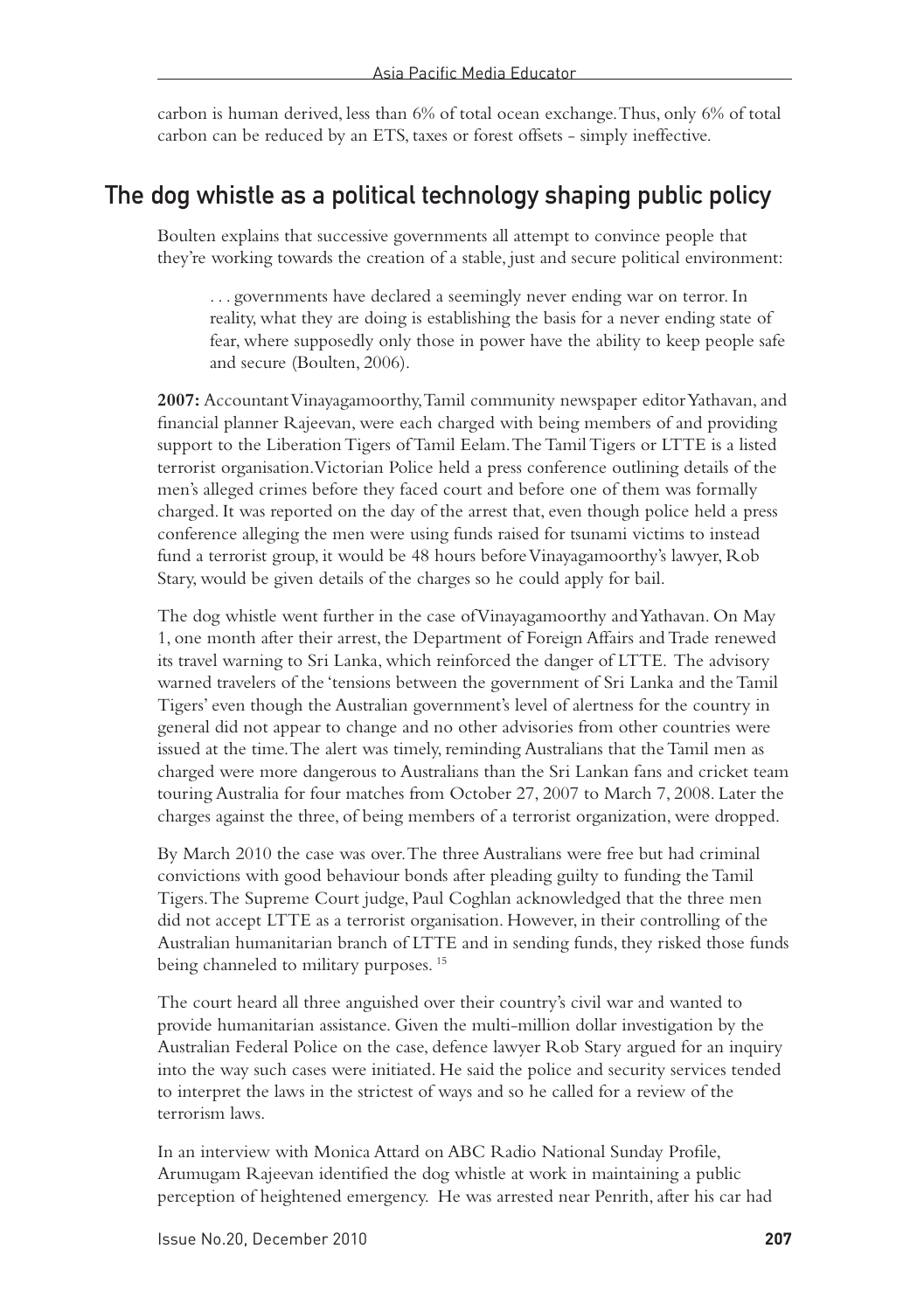carbon is human derived, less than 6% of total ocean exchange. Thus, only 6% of total carbon can be reduced by an ETS, taxes or forest offsets - simply ineffective.

## The dog whistle as a political technology shaping public policy

Boulten explains that successive governments all attempt to convince people that they're working towards the creation of a stable, just and secure political environment:

> . . . governments have declared a seemingly never ending war on terror. In reality, what they are doing is establishing the basis for a never ending state of fear, where supposedly only those in power have the ability to keep people safe and secure (Boulten, 2006).

**2007:** Accountant Vinayagamoorthy, Tamil community newspaper editor Yathavan, and financial planner Rajeevan, were each charged with being members of and providing support to the Liberation Tigers of Tamil Eelam. The Tamil Tigers or LTTE is a listed terrorist organisation. Victorian Police held a press conference outlining details of the men's alleged crimes before they faced court and before one of them was formally charged. It was reported on the day of the arrest that, even though police held a press conference alleging the men were using funds raised for tsunami victims to instead fund a terrorist group, it would be 48 hours before Vinayagamoorthy's lawyer, Rob Stary, would be given details of the charges so he could apply for bail.

The dog whistle went further in the case of Vinayagamoorthy and Yathavan. On May 1, one month after their arrest, the Department of Foreign Affairs and Trade renewed its travel warning to Sri Lanka, which reinforced the danger of LTTE. The advisory warned travelers of the 'tensions between the government of Sri Lanka and the Tamil Tigers' even though the Australian government's level of alertness for the country in general did not appear to change and no other advisories from other countries were issued at the time. The alert was timely, reminding Australians that the Tamil men as charged were more dangerous to Australians than the Sri Lankan fans and cricket team touring Australia for four matches from October 27, 2007 to March 7, 2008. Later the charges against the three, of being members of a terrorist organization, were dropped.

By March 2010 the case was over. The three Australians were free but had criminal convictions with good behaviour bonds after pleading guilty to funding the Tamil Tigers. The Supreme Court judge, Paul Coghlan acknowledged that the three men did not accept LTTE as a terrorist organisation. However, in their controlling of the Australian humanitarian branch of LTTE and in sending funds, they risked those funds being channeled to military purposes. [15]

The court heard all three anguished over their country's civil war and wanted to provide humanitarian assistance. Given the multi-million dollar investigation by the Australian Federal Police on the case, defence lawyer Rob Stary argued for an inquiry into the way such cases were initiated. He said the police and security services tended to interpret the laws in the strictest of ways and so he called for a review of the terrorism laws.

In an interview with Monica Attard on ABC Radio National Sunday Profile, Arumugam Rajeevan identified the dog whistle at work in maintaining a public perception of heightened emergency. He was arrested near Penrith, after his car had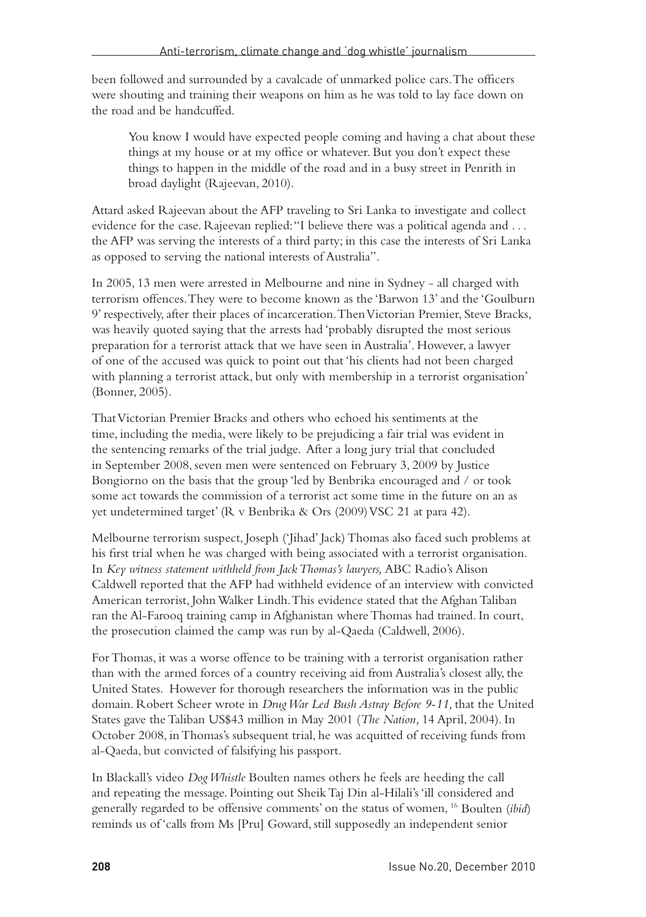been followed and surrounded by a cavalcade of unmarked police cars. The officers were shouting and training their weapons on him as he was told to lay face down on the road and be handcuffed.

> You know I would have expected people coming and having a chat about these things at my house or at my office or whatever. But you don't expect these things to happen in the middle of the road and in a busy street in Penrith in broad daylight (Rajeevan, 2010).

Attard asked Rajeevan about the AFP traveling to Sri Lanka to investigate and collect evidence for the case. Rajeevan replied: "I believe there was a political agenda and . . . the AFP was serving the interests of a third party; in this case the interests of Sri Lanka as opposed to serving the national interests of Australia".

In 2005, 13 men were arrested in Melbourne and nine in Sydney - all charged with terrorism offences. They were to become known as the 'Barwon 13' and the 'Goulburn 9' respectively, after their places of incarceration. Then Victorian Premier, Steve Bracks, was heavily quoted saying that the arrests had 'probably disrupted the most serious preparation for a terrorist attack that we have seen in Australia'. However, a lawyer of one of the accused was quick to point out that 'his clients had not been charged with planning a terrorist attack, but only with membership in a terrorist organisation' (Bonner, 2005).

That Victorian Premier Bracks and others who echoed his sentiments at the time, including the media, were likely to be prejudicing a fair trial was evident in the sentencing remarks of the trial judge. After a long jury trial that concluded in September 2008, seven men were sentenced on February 3, 2009 by Justice Bongiorno on the basis that the group 'led by Benbrika encouraged and / or took some act towards the commission of a terrorist act some time in the future on an as yet undetermined target' (R v Benbrika & Ors (2009) VSC 21 at para 42).

Melbourne terrorism suspect, Joseph ('Jihad' Jack) Thomas also faced such problems at his first trial when he was charged with being associated with a terrorist organisation. In *Key witness statement withheld from Jack Thomas's lawyers,* ABC Radio's Alison Caldwell reported that the AFP had withheld evidence of an interview with convicted American terrorist, John Walker Lindh. This evidence stated that the Afghan Taliban ran the Al-Farooq training camp in Afghanistan where Thomas had trained. In court, the prosecution claimed the camp was run by al-Qaeda (Caldwell, 2006).

For Thomas, it was a worse offence to be training with a terrorist organisation rather than with the armed forces of a country receiving aid from Australia's closest ally, the United States. However for thorough researchers the information was in the public domain. Robert Scheer wrote in *Drug War Led Bush Astray Before 9-11,* that the United States gave the Taliban US$43 million in May 2001 (*The Nation,* 14 April, 2004). In October 2008, in Thomas's subsequent trial, he was acquitted of receiving funds from al-Qaeda, but convicted of falsifying his passport.

In Blackall's video *Dog Whistle* Boulten names others he feels are heeding the call and repeating the message. Pointing out Sheik Taj Din al-Hilali's 'ill considered and generally regarded to be offensive comments' on the status of women, [16] Boulten (*ibid*) reminds us of 'calls from Ms [Pru] Goward, still supposedly an independent senior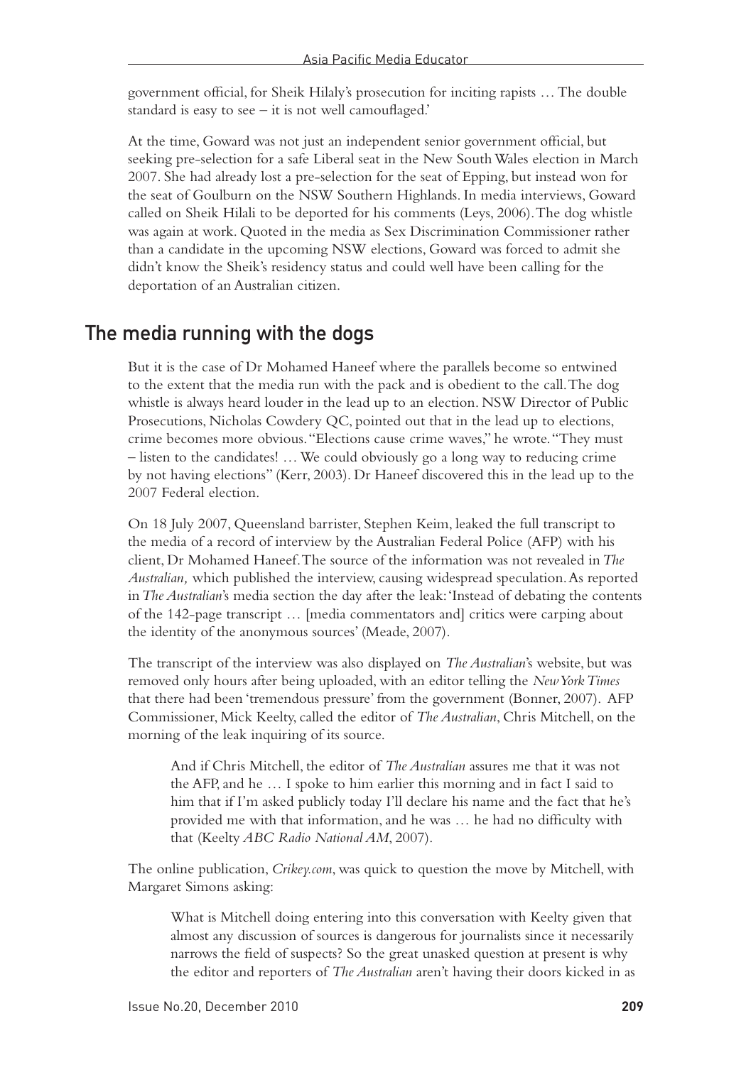government official, for Sheik Hilaly's prosecution for inciting rapists … The double standard is easy to see – it is not well camouflaged.'

At the time, Goward was not just an independent senior government official, but seeking pre-selection for a safe Liberal seat in the New South Wales election in March 2007. She had already lost a pre-selection for the seat of Epping, but instead won for the seat of Goulburn on the NSW Southern Highlands. In media interviews, Goward called on Sheik Hilali to be deported for his comments (Leys, 2006). The dog whistle was again at work. Quoted in the media as Sex Discrimination Commissioner rather than a candidate in the upcoming NSW elections, Goward was forced to admit she didn't know the Sheik's residency status and could well have been calling for the deportation of an Australian citizen.

## The media running with the dogs

But it is the case of Dr Mohamed Haneef where the parallels become so entwined to the extent that the media run with the pack and is obedient to the call. The dog whistle is always heard louder in the lead up to an election. NSW Director of Public Prosecutions, Nicholas Cowdery QC, pointed out that in the lead up to elections, crime becomes more obvious. "Elections cause crime waves," he wrote. "They must – listen to the candidates! … We could obviously go a long way to reducing crime by not having elections" (Kerr, 2003). Dr Haneef discovered this in the lead up to the 2007 Federal election.

On 18 July 2007, Queensland barrister, Stephen Keim, leaked the full transcript to the media of a record of interview by the Australian Federal Police (AFP) with his client, Dr Mohamed Haneef. The source of the information was not revealed in *The Australian,* which published the interview, causing widespread speculation. As reported in *The Australian*'s media section the day after the leak: 'Instead of debating the contents of the 142-page transcript … [media commentators and] critics were carping about the identity of the anonymous sources' (Meade, 2007).

The transcript of the interview was also displayed on *The Australian*'s website, but was removed only hours after being uploaded, with an editor telling the *New York Times* that there had been 'tremendous pressure' from the government (Bonner, 2007). AFP Commissioner, Mick Keelty, called the editor of *The Australian*, Chris Mitchell, on the morning of the leak inquiring of its source.

> And if Chris Mitchell, the editor of *The Australian* assures me that it was not the AFP, and he … I spoke to him earlier this morning and in fact I said to him that if I'm asked publicly today I'll declare his name and the fact that he's provided me with that information, and he was … he had no difficulty with that (Keelty *ABC Radio National AM*, 2007).

The online publication, *Crikey.com*, was quick to question the move by Mitchell, with Margaret Simons asking:

> What is Mitchell doing entering into this conversation with Keelty given that almost any discussion of sources is dangerous for journalists since it necessarily narrows the field of suspects? So the great unasked question at present is why the editor and reporters of *The Australian* aren't having their doors kicked in as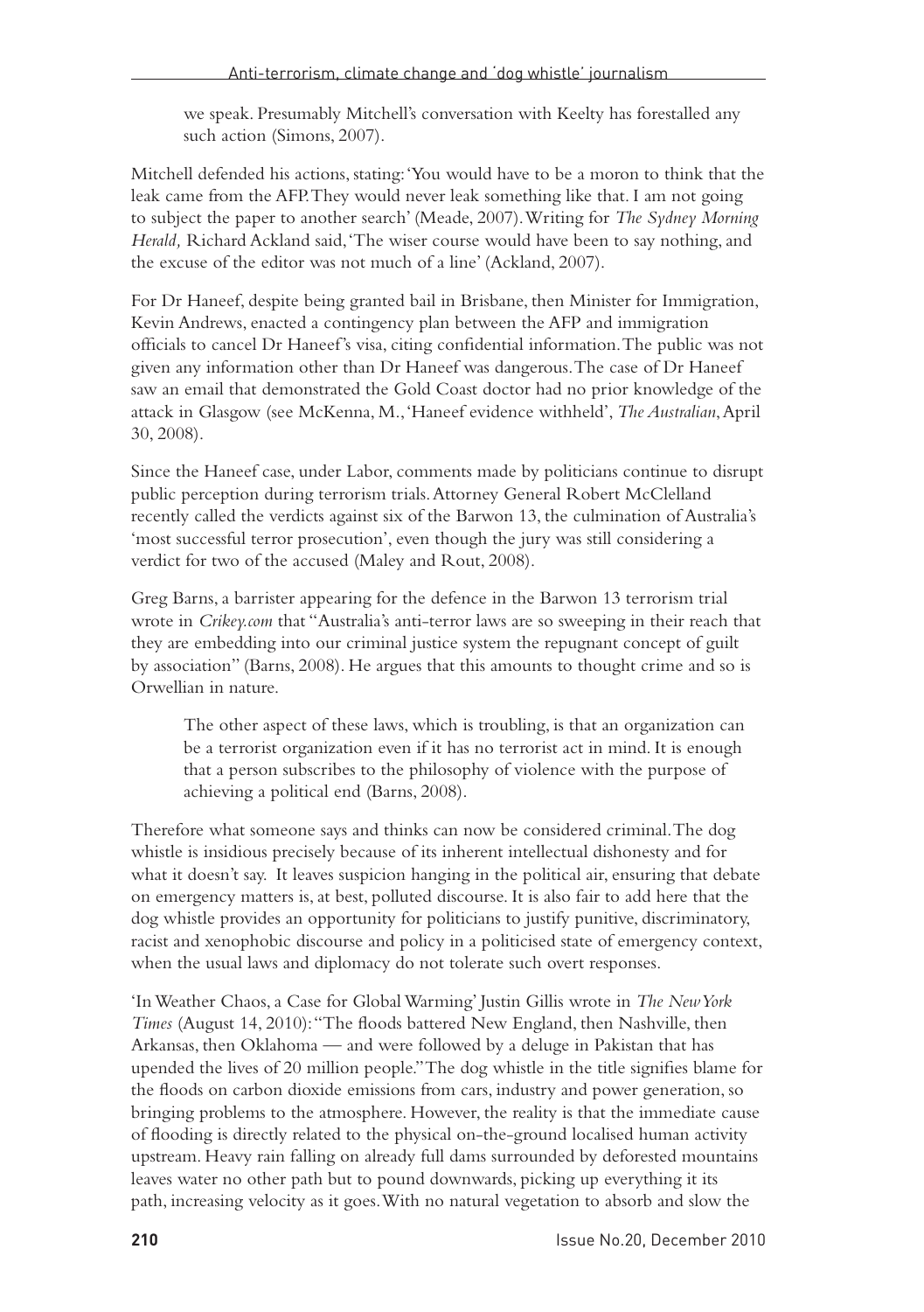> we speak. Presumably Mitchell's conversation with Keelty has forestalled any such action (Simons, 2007).

Mitchell defended his actions, stating: 'You would have to be a moron to think that the leak came from the AFP. They would never leak something like that. I am not going to subject the paper to another search' (Meade, 2007). Writing for *The Sydney Morning Herald,* Richard Ackland said, 'The wiser course would have been to say nothing, and the excuse of the editor was not much of a line' (Ackland, 2007).

For Dr Haneef, despite being granted bail in Brisbane, then Minister for Immigration, Kevin Andrews, enacted a contingency plan between the AFP and immigration officials to cancel Dr Haneef's visa, citing confidential information. The public was not given any information other than Dr Haneef was dangerous. The case of Dr Haneef saw an email that demonstrated the Gold Coast doctor had no prior knowledge of the attack in Glasgow (see McKenna, M., 'Haneef evidence withheld', *The Australian*, April 30, 2008).

Since the Haneef case, under Labor, comments made by politicians continue to disrupt public perception during terrorism trials. Attorney General Robert McClelland recently called the verdicts against six of the Barwon 13, the culmination of Australia's 'most successful terror prosecution', even though the jury was still considering a verdict for two of the accused (Maley and Rout, 2008).

Greg Barns, a barrister appearing for the defence in the Barwon 13 terrorism trial wrote in *Crikey.com* that "Australia's anti-terror laws are so sweeping in their reach that they are embedding into our criminal justice system the repugnant concept of guilt by association" (Barns, 2008). He argues that this amounts to thought crime and so is Orwellian in nature.

> The other aspect of these laws, which is troubling, is that an organization can be a terrorist organization even if it has no terrorist act in mind. It is enough that a person subscribes to the philosophy of violence with the purpose of achieving a political end (Barns, 2008).

Therefore what someone says and thinks can now be considered criminal. The dog whistle is insidious precisely because of its inherent intellectual dishonesty and for what it doesn't say. It leaves suspicion hanging in the political air, ensuring that debate on emergency matters is, at best, polluted discourse. It is also fair to add here that the dog whistle provides an opportunity for politicians to justify punitive, discriminatory, racist and xenophobic discourse and policy in a politicised state of emergency context, when the usual laws and diplomacy do not tolerate such overt responses.

'In Weather Chaos, a Case for Global Warming' Justin Gillis wrote in *The New York Times* (August 14, 2010): "The floods battered New England, then Nashville, then Arkansas, then Oklahoma — and were followed by a deluge in Pakistan that has upended the lives of 20 million people." The dog whistle in the title signifies blame for the floods on carbon dioxide emissions from cars, industry and power generation, so bringing problems to the atmosphere. However, the reality is that the immediate cause of flooding is directly related to the physical on-the-ground localised human activity upstream. Heavy rain falling on already full dams surrounded by deforested mountains leaves water no other path but to pound downwards, picking up everything it its path, increasing velocity as it goes. With no natural vegetation to absorb and slow the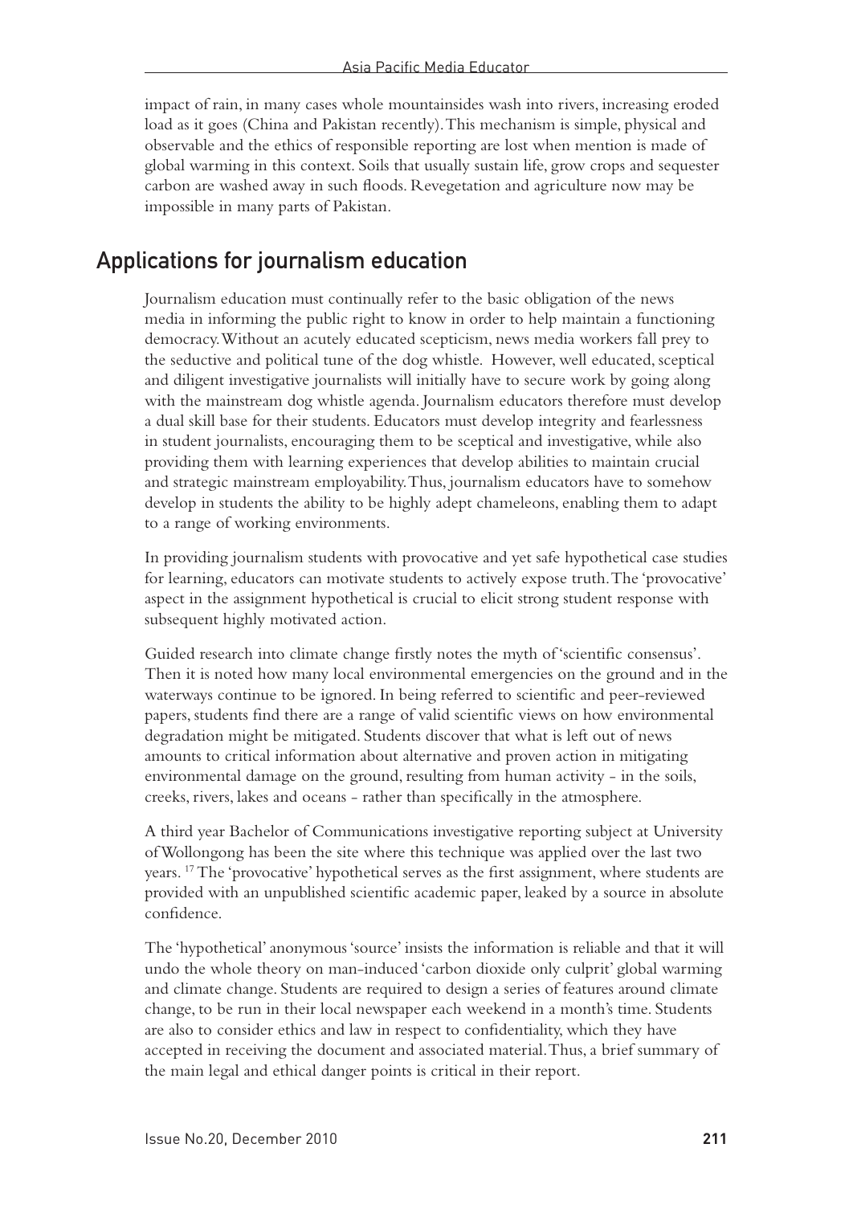impact of rain, in many cases whole mountainsides wash into rivers, increasing eroded load as it goes (China and Pakistan recently). This mechanism is simple, physical and observable and the ethics of responsible reporting are lost when mention is made of global warming in this context. Soils that usually sustain life, grow crops and sequester carbon are washed away in such floods. Revegetation and agriculture now may be impossible in many parts of Pakistan.

## Applications for journalism education

Journalism education must continually refer to the basic obligation of the news media in informing the public right to know in order to help maintain a functioning democracy. Without an acutely educated scepticism, news media workers fall prey to the seductive and political tune of the dog whistle. However, well educated, sceptical and diligent investigative journalists will initially have to secure work by going along with the mainstream dog whistle agenda. Journalism educators therefore must develop a dual skill base for their students. Educators must develop integrity and fearlessness in student journalists, encouraging them to be sceptical and investigative, while also providing them with learning experiences that develop abilities to maintain crucial and strategic mainstream employability. Thus, journalism educators have to somehow develop in students the ability to be highly adept chameleons, enabling them to adapt to a range of working environments.

In providing journalism students with provocative and yet safe hypothetical case studies for learning, educators can motivate students to actively expose truth. The 'provocative' aspect in the assignment hypothetical is crucial to elicit strong student response with subsequent highly motivated action.

Guided research into climate change firstly notes the myth of 'scientific consensus'. Then it is noted how many local environmental emergencies on the ground and in the waterways continue to be ignored. In being referred to scientific and peer-reviewed papers, students find there are a range of valid scientific views on how environmental degradation might be mitigated. Students discover that what is left out of news amounts to critical information about alternative and proven action in mitigating environmental damage on the ground, resulting from human activity - in the soils, creeks, rivers, lakes and oceans - rather than specifically in the atmosphere.

A third year Bachelor of Communications investigative reporting subject at University of Wollongong has been the site where this technique was applied over the last two years. [17] The 'provocative' hypothetical serves as the first assignment, where students are provided with an unpublished scientific academic paper, leaked by a source in absolute confidence.

The 'hypothetical' anonymous 'source' insists the information is reliable and that it will undo the whole theory on man-induced 'carbon dioxide only culprit' global warming and climate change. Students are required to design a series of features around climate change, to be run in their local newspaper each weekend in a month's time. Students are also to consider ethics and law in respect to confidentiality, which they have accepted in receiving the document and associated material. Thus, a brief summary of the main legal and ethical danger points is critical in their report.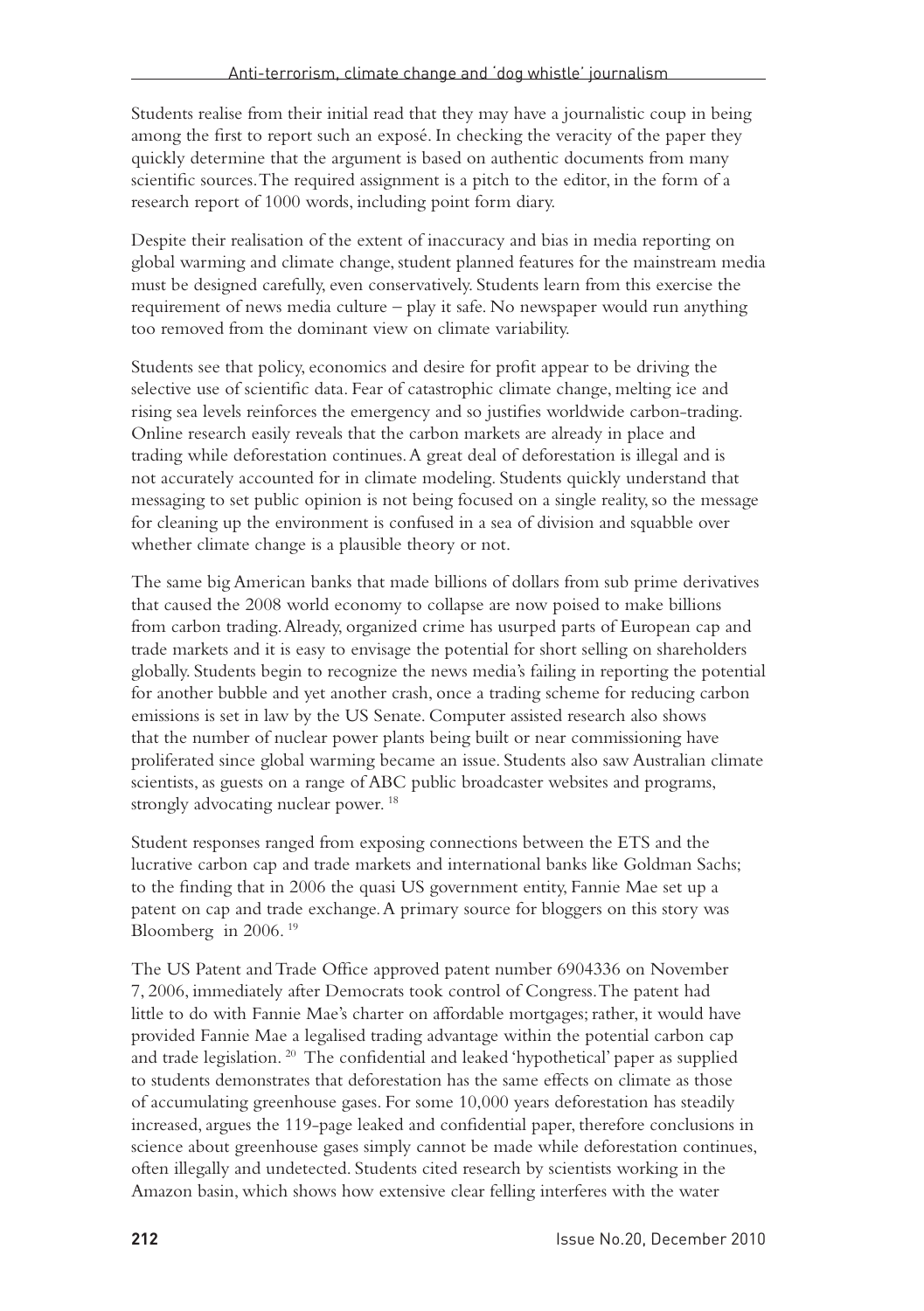Students realise from their initial read that they may have a journalistic coup in being among the first to report such an exposé. In checking the veracity of the paper they quickly determine that the argument is based on authentic documents from many scientific sources. The required assignment is a pitch to the editor, in the form of a research report of 1000 words, including point form diary.

Despite their realisation of the extent of inaccuracy and bias in media reporting on global warming and climate change, student planned features for the mainstream media must be designed carefully, even conservatively. Students learn from this exercise the requirement of news media culture – play it safe. No newspaper would run anything too removed from the dominant view on climate variability.

Students see that policy, economics and desire for profit appear to be driving the selective use of scientific data. Fear of catastrophic climate change, melting ice and rising sea levels reinforces the emergency and so justifies worldwide carbon-trading. Online research easily reveals that the carbon markets are already in place and trading while deforestation continues. A great deal of deforestation is illegal and is not accurately accounted for in climate modeling. Students quickly understand that messaging to set public opinion is not being focused on a single reality, so the message for cleaning up the environment is confused in a sea of division and squabble over whether climate change is a plausible theory or not.

The same big American banks that made billions of dollars from sub prime derivatives that caused the 2008 world economy to collapse are now poised to make billions from carbon trading. Already, organized crime has usurped parts of European cap and trade markets and it is easy to envisage the potential for short selling on shareholders globally. Students begin to recognize the news media's failing in reporting the potential for another bubble and yet another crash, once a trading scheme for reducing carbon emissions is set in law by the US Senate. Computer assisted research also shows that the number of nuclear power plants being built or near commissioning have proliferated since global warming became an issue. Students also saw Australian climate scientists, as guests on a range of ABC public broadcaster websites and programs, strongly advocating nuclear power. [18]

Student responses ranged from exposing connections between the ETS and the lucrative carbon cap and trade markets and international banks like Goldman Sachs; to the finding that in 2006 the quasi US government entity, Fannie Mae set up a patent on cap and trade exchange. A primary source for bloggers on this story was Bloomberg in 2006. [19]

The US Patent and Trade Office approved patent number 6904336 on November 7, 2006, immediately after Democrats took control of Congress. The patent had little to do with Fannie Mae's charter on affordable mortgages; rather, it would have provided Fannie Mae a legalised trading advantage within the potential carbon cap and trade legislation. [20] The confidential and leaked 'hypothetical' paper as supplied to students demonstrates that deforestation has the same effects on climate as those of accumulating greenhouse gases. For some 10,000 years deforestation has steadily increased, argues the 119-page leaked and confidential paper, therefore conclusions in science about greenhouse gases simply cannot be made while deforestation continues, often illegally and undetected. Students cited research by scientists working in the Amazon basin, which shows how extensive clear felling interferes with the water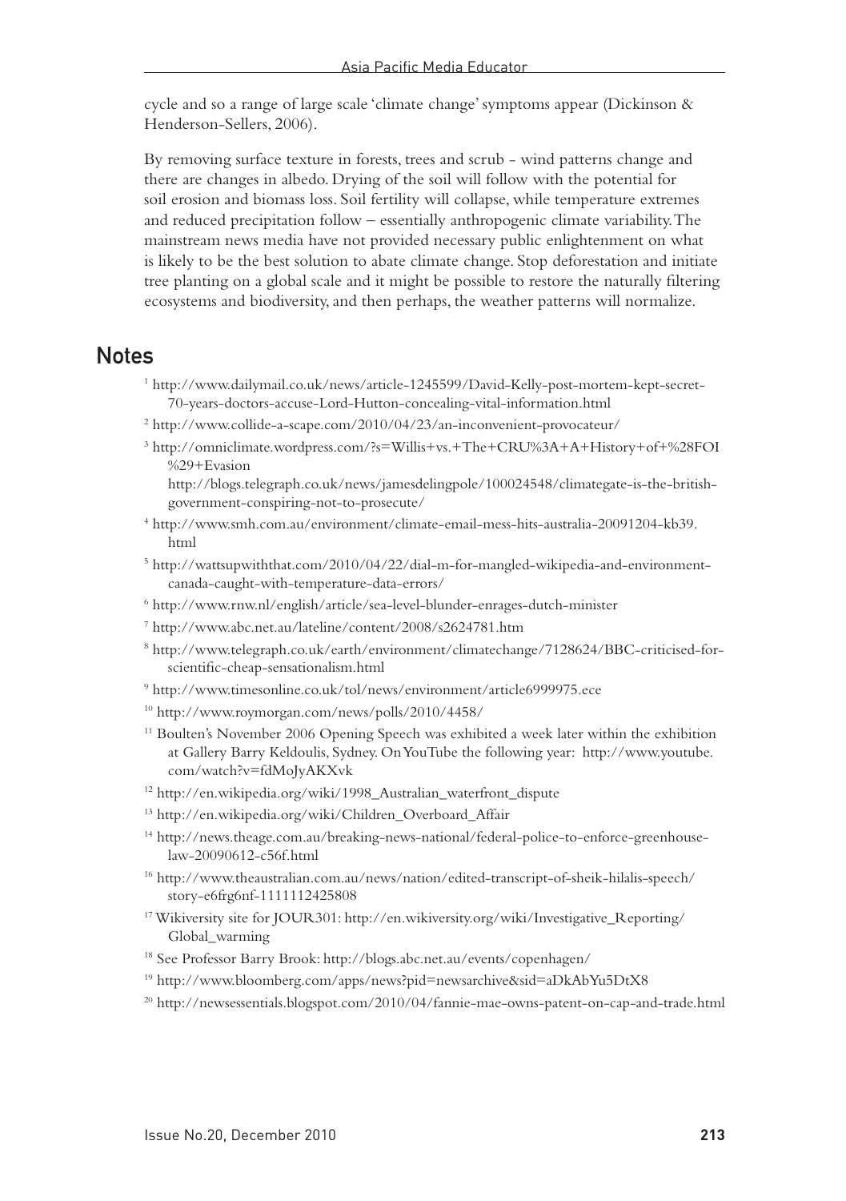cycle and so a range of large scale 'climate change' symptoms appear (Dickinson & Henderson-Sellers, 2006).

By removing surface texture in forests, trees and scrub - wind patterns change and there are changes in albedo. Drying of the soil will follow with the potential for soil erosion and biomass loss. Soil fertility will collapse, while temperature extremes and reduced precipitation follow – essentially anthropogenic climate variability. The mainstream news media have not provided necessary public enlightenment on what is likely to be the best solution to abate climate change. Stop deforestation and initiate tree planting on a global scale and it might be possible to restore the naturally filtering ecosystems and biodiversity, and then perhaps, the weather patterns will normalize.

## Notes

[1] http://www.dailymail.co.uk/news/article-1245599/David-Kelly-post-mortem-kept-secret-70-years-doctors-accuse-Lord-Hutton-concealing-vital-information.html

[2] http://www.collide-a-scape.com/2010/04/23/an-inconvenient-provocateur/

[3] http://omniclimate.wordpress.com/?s=Willis+vs.+The+CRU%3A+A+History+of+%28FOI%29+Evasion
http://blogs.telegraph.co.uk/news/jamesdelingpole/100024548/climategate-is-the-british-government-conspiring-not-to-prosecute/

[4] http://www.smh.com.au/environment/climate-email-mess-hits-australia-20091204-kb39.html

[5] http://wattsupwiththat.com/2010/04/22/dial-m-for-mangled-wikipedia-and-environment-canada-caught-with-temperature-data-errors/

[6] http://www.rnw.nl/english/article/sea-level-blunder-enrages-dutch-minister

[7] http://www.abc.net.au/lateline/content/2008/s2624781.htm

[8] http://www.telegraph.co.uk/earth/environment/climatechange/7128624/BBC-criticised-for-scientific-cheap-sensationalism.html

[9] http://www.timesonline.co.uk/tol/news/environment/article6999975.ece

[10] http://www.roymorgan.com/news/polls/2010/4458/

[11] Boulten's November 2006 Opening Speech was exhibited a week later within the exhibition at Gallery Barry Keldoulis, Sydney. On YouTube the following year: http://www.youtube.com/watch?v=fdMoJyAKXvk

[12] http://en.wikipedia.org/wiki/1998_Australian_waterfront_dispute

[13] http://en.wikipedia.org/wiki/Children_Overboard_Affair

[14] http://news.theage.com.au/breaking-news-national/federal-police-to-enforce-greenhouse-law-20090612-c56f.html

[16] http://www.theaustralian.com.au/news/nation/edited-transcript-of-sheik-hilalis-speech/story-e6frg6nf-1111112425808

[17] Wikiversity site for JOUR301: http://en.wikiversity.org/wiki/Investigative_Reporting/Global_warming

[18] See Professor Barry Brook: http://blogs.abc.net.au/events/copenhagen/

[19] http://www.bloomberg.com/apps/news?pid=newsarchive&sid=aDkAbYu5DtX8

[20] http://newsessentials.blogspot.com/2010/04/fannie-mae-owns-patent-on-cap-and-trade.html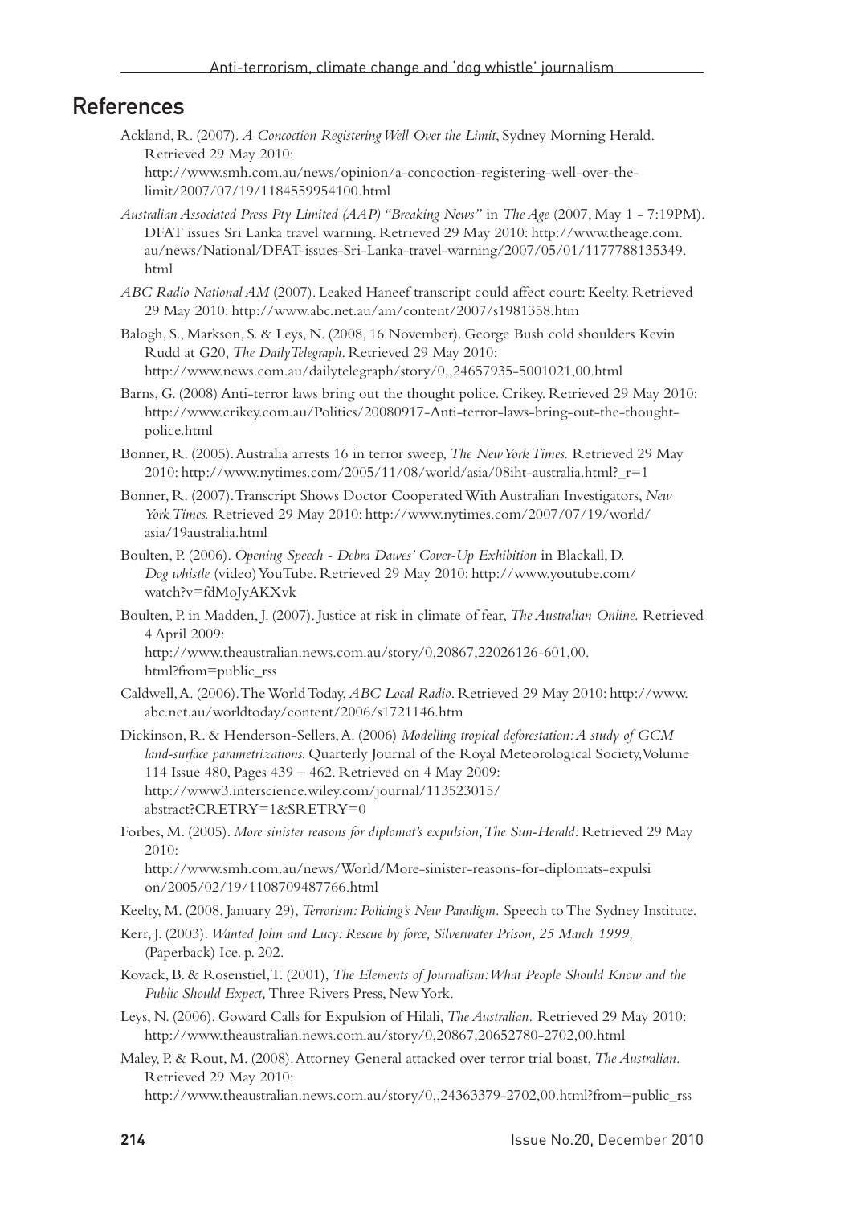## References

Ackland, R. (2007). *A Concoction Registering Well Over the Limit*, Sydney Morning Herald. Retrieved 29 May 2010: http://www.smh.com.au/news/opinion/a-concoction-registering-well-over-the-limit/2007/07/19/1184559954100.html

*Australian Associated Press Pty Limited (AAP) "Breaking News"* in *The Age* (2007, May 1 - 7:19PM). DFAT issues Sri Lanka travel warning. Retrieved 29 May 2010: http://www.theage.com.au/news/National/DFAT-issues-Sri-Lanka-travel-warning/2007/05/01/1177788135349.html

*ABC Radio National AM* (2007). Leaked Haneef transcript could affect court: Keelty. Retrieved 29 May 2010: http://www.abc.net.au/am/content/2007/s1981358.htm

Balogh, S., Markson, S. & Leys, N. (2008, 16 November). George Bush cold shoulders Kevin Rudd at G20, *The Daily Telegraph*. Retrieved 29 May 2010: http://www.news.com.au/dailytelegraph/story/0,,24657935-5001021,00.html

Barns, G. (2008) Anti-terror laws bring out the thought police. Crikey. Retrieved 29 May 2010: http://www.crikey.com.au/Politics/20080917-Anti-terror-laws-bring-out-the-thought-police.html

Bonner, R. (2005). Australia arrests 16 in terror sweep, *The New York Times.* Retrieved 29 May 2010: http://www.nytimes.com/2005/11/08/world/asia/08iht-australia.html?_r=1

Bonner, R. (2007). Transcript Shows Doctor Cooperated With Australian Investigators, *New York Times.* Retrieved 29 May 2010: http://www.nytimes.com/2007/07/19/world/asia/19australia.html

Boulten, P. (2006). *Opening Speech - Debra Dawes' Cover-Up Exhibition* in Blackall, D. *Dog whistle* (video) YouTube. Retrieved 29 May 2010: http://www.youtube.com/watch?v=fdMoJyAKXvk

Boulten, P. in Madden, J. (2007). Justice at risk in climate of fear, *The Australian Online.* Retrieved 4 April 2009: http://www.theaustralian.news.com.au/story/0,20867,22026126-601,00.html?from=public_rss

Caldwell, A. (2006). The World Today, *ABC Local Radio*. Retrieved 29 May 2010: http://www.abc.net.au/worldtoday/content/2006/s1721146.htm

Dickinson, R. & Henderson-Sellers, A. (2006) *Modelling tropical deforestation: A study of GCM land-surface parametrizations.* Quarterly Journal of the Royal Meteorological Society, Volume 114 Issue 480, Pages 439 – 462. Retrieved on 4 May 2009: http://www3.interscience.wiley.com/journal/113523015/abstract?CRETRY=1&SRETRY=0

Forbes, M. (2005). *More sinister reasons for diplomat's expulsion, The Sun-Herald:* Retrieved 29 May 2010: http://www.smh.com.au/news/World/More-sinister-reasons-for-diplomats-expulsion/2005/02/19/1108709487766.html

Keelty, M. (2008, January 29), *Terrorism: Policing's New Paradigm.* Speech to The Sydney Institute.

Kerr, J. (2003). *Wanted John and Lucy: Rescue by force, Silverwater Prison, 25 March 1999,* (Paperback) Ice. p. 202.

Kovack, B. & Rosenstiel, T. (2001), *The Elements of Journalism: What People Should Know and the Public Should Expect,* Three Rivers Press, New York.

Leys, N. (2006). Goward Calls for Expulsion of Hilali, *The Australian.* Retrieved 29 May 2010: http://www.theaustralian.news.com.au/story/0,20867,20652780-2702,00.html

Maley, P. & Rout, M. (2008). Attorney General attacked over terror trial boast, *The Australian.* Retrieved 29 May 2010: http://www.theaustralian.news.com.au/story/0,,24363379-2702,00.html?from=public_rss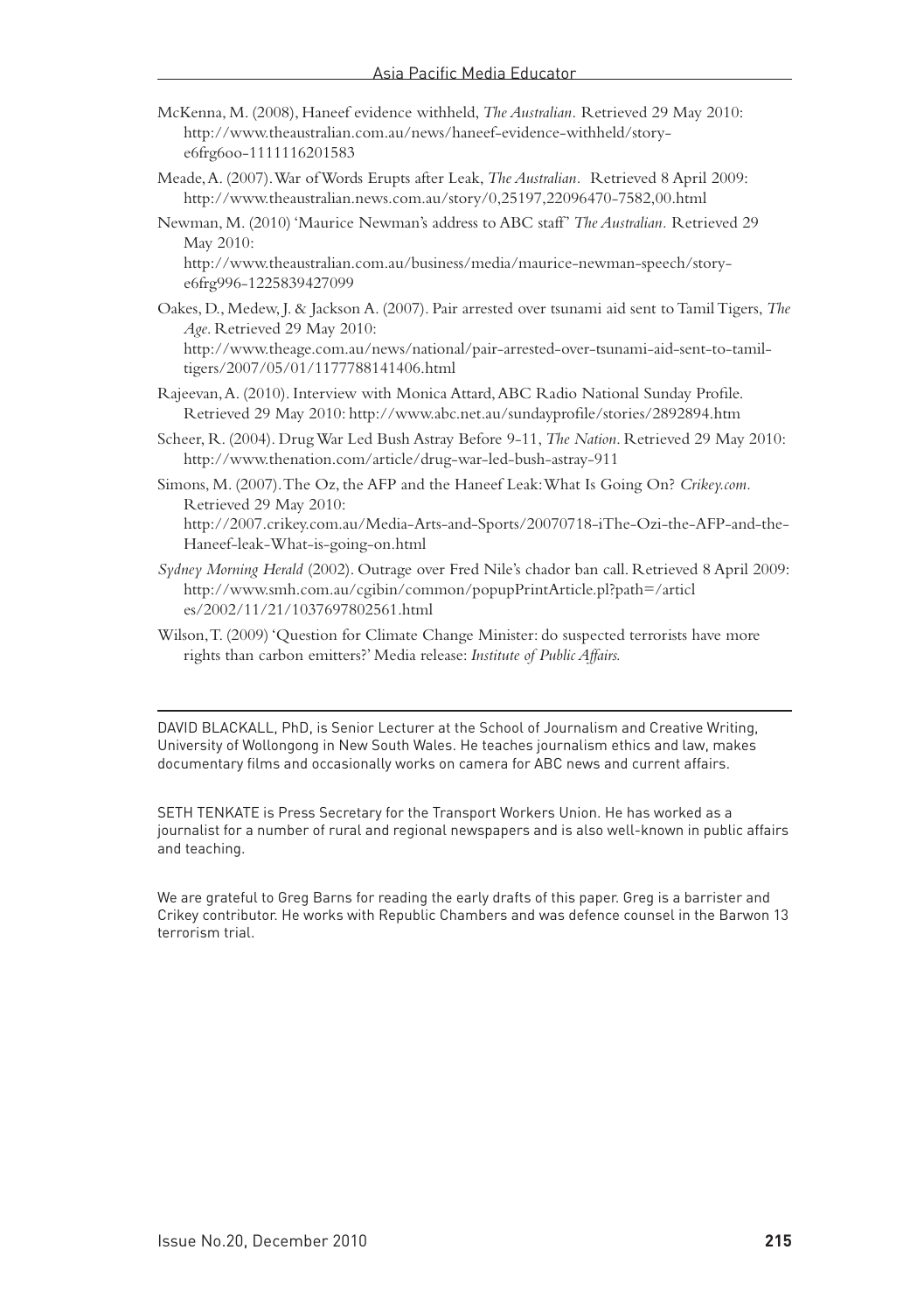McKenna, M. (2008), Haneef evidence withheld, *The Australian*. Retrieved 29 May 2010: http://www.theaustralian.com.au/news/haneef-evidence-withheld/story-e6frg6oo-1111116201583

Meade, A. (2007). War of Words Erupts after Leak, *The Australian*. Retrieved 8 April 2009: http://www.theaustralian.news.com.au/story/0,25197,22096470-7582,00.html

Newman, M. (2010) 'Maurice Newman's address to ABC staff' *The Australian*. Retrieved 29 May 2010: http://www.theaustralian.com.au/business/media/maurice-newman-speech/story-e6frg996-1225839427099

Oakes, D., Medew, J. & Jackson A. (2007). Pair arrested over tsunami aid sent to Tamil Tigers, *The Age*. Retrieved 29 May 2010: http://www.theage.com.au/news/national/pair-arrested-over-tsunami-aid-sent-to-tamil-tigers/2007/05/01/1177788141406.html

Rajeevan, A. (2010). Interview with Monica Attard, ABC Radio National Sunday Profile. Retrieved 29 May 2010: http://www.abc.net.au/sundayprofile/stories/2892894.htm

Scheer, R. (2004). Drug War Led Bush Astray Before 9-11, *The Nation*. Retrieved 29 May 2010: http://www.thenation.com/article/drug-war-led-bush-astray-911

Simons, M. (2007). The Oz, the AFP and the Haneef Leak: What Is Going On? *Crikey.com*. Retrieved 29 May 2010: http://2007.crikey.com.au/Media-Arts-and-Sports/20070718-iThe-Ozi-the-AFP-and-the-Haneef-leak-What-is-going-on.html

*Sydney Morning Herald* (2002). Outrage over Fred Nile's chador ban call. Retrieved 8 April 2009: http://www.smh.com.au/cgibin/common/popupPrintArticle.pl?path=/articles/2002/11/21/1037697802561.html

Wilson, T. (2009) 'Question for Climate Change Minister: do suspected terrorists have more rights than carbon emitters?' Media release: *Institute of Public Affairs*.

---

DAVID BLACKALL, PhD, is Senior Lecturer at the School of Journalism and Creative Writing, University of Wollongong in New South Wales. He teaches journalism ethics and law, makes documentary films and occasionally works on camera for ABC news and current affairs.

SETH TENKATE is Press Secretary for the Transport Workers Union. He has worked as a journalist for a number of rural and regional newspapers and is also well-known in public affairs and teaching.

We are grateful to Greg Barns for reading the early drafts of this paper. Greg is a barrister and Crikey contributor. He works with Republic Chambers and was defence counsel in the Barwon 13 terrorism trial.